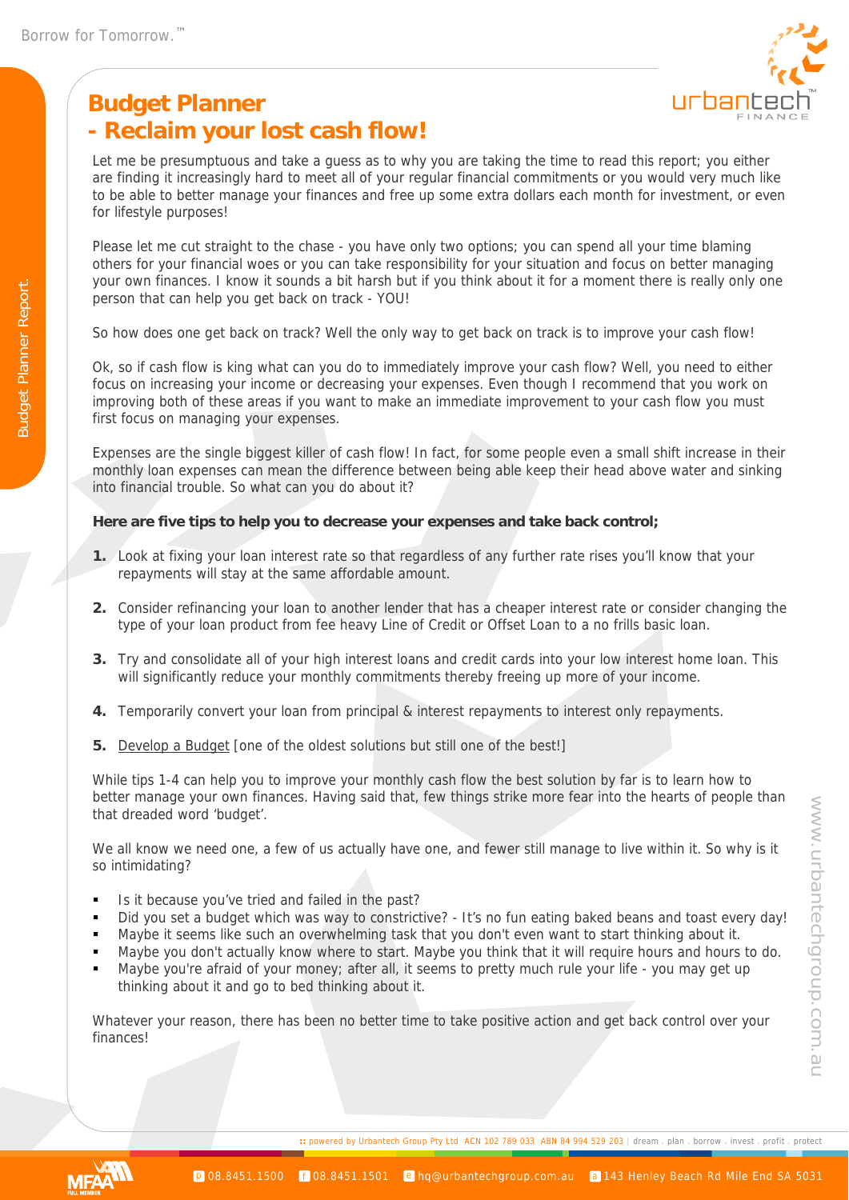# Budget Planner
# - Reclaim your lost cash flow!

Let me be presumptuous and take a guess as to why you are taking the time to read this report; you either are finding it increasingly hard to meet all of your regular financial commitments or you would very much like to be able to better manage your finances and free up some extra dollars each month for investment, or even for lifestyle purposes!

Please let me cut straight to the chase - you have only two options; you can spend all your time blaming others for your financial woes or you can take responsibility for your situation and focus on better managing your own finances. I know it sounds a bit harsh but if you think about it for a moment there is really only one person that can help you get back on track - YOU!

So how does one get back on track? Well the only way to get back on track is to improve your cash flow!

Ok, so if cash flow is king what can you do to immediately improve your cash flow? Well, you need to either focus on increasing your income or decreasing your expenses. Even though I recommend that you work on improving both of these areas if you want to make an immediate improvement to your cash flow you must first focus on managing your expenses.

Expenses are the single biggest killer of cash flow! In fact, for some people even a small shift increase in their monthly loan expenses can mean the difference between being able keep their head above water and sinking into financial trouble. So what can you do about it?

**Here are five tips to help you to decrease your expenses and take back control;**

1. Look at fixing your loan interest rate so that regardless of any further rate rises you'll know that your repayments will stay at the same affordable amount.
2. Consider refinancing your loan to another lender that has a cheaper interest rate or consider changing the type of your loan product from fee heavy Line of Credit or Offset Loan to a no frills basic loan.
3. Try and consolidate all of your high interest loans and credit cards into your low interest home loan. This will significantly reduce your monthly commitments thereby freeing up more of your income.
4. Temporarily convert your loan from principal & interest repayments to interest only repayments.
5. Develop a Budget [one of the oldest solutions but still one of the best!]

While tips 1-4 can help you to improve your monthly cash flow the best solution by far is to learn how to better manage your own finances. Having said that, few things strike more fear into the hearts of people than that dreaded word 'budget'.

We all know we need one, a few of us actually have one, and fewer still manage to live within it. So why is it so intimidating?

- Is it because you've tried and failed in the past?
- Did you set a budget which was way to constrictive? - It's no fun eating baked beans and toast every day!
- Maybe it seems like such an overwhelming task that you don't even want to start thinking about it.
- Maybe you don't actually know where to start. Maybe you think that it will require hours and hours to do.
- Maybe you're afraid of your money; after all, it seems to pretty much rule your life - you may get up thinking about it and go to bed thinking about it.

Whatever your reason, there has been no better time to take positive action and get back control over your finances!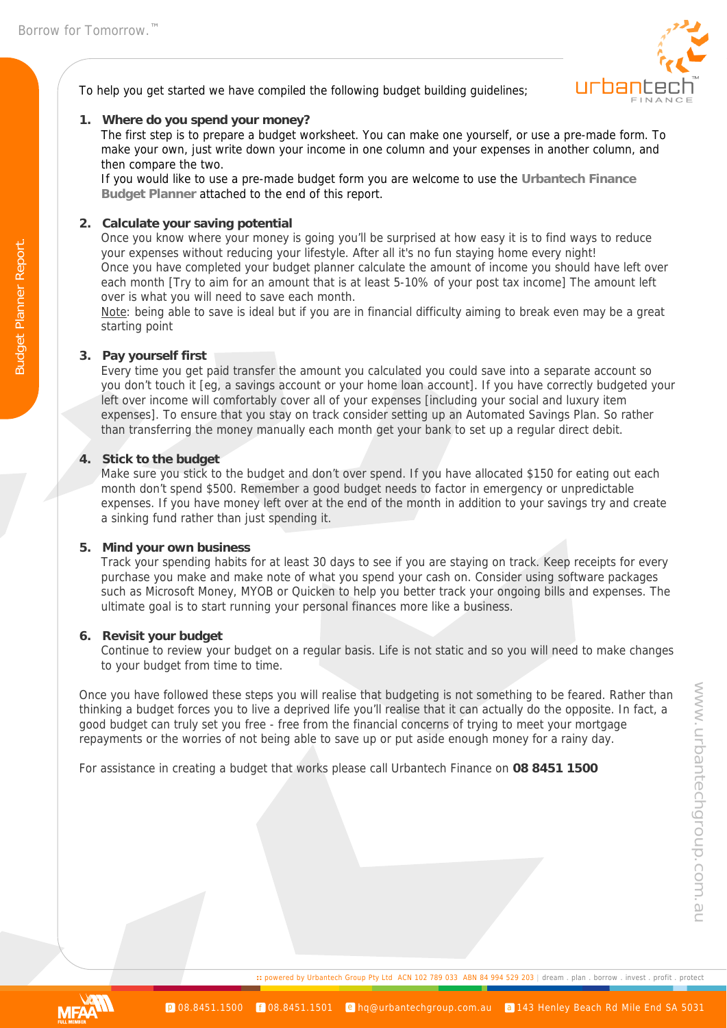To help you get started we have compiled the following budget building guidelines;

1. **Where do you spend your money?**
   The first step is to prepare a budget worksheet. You can make one yourself, or use a pre-made form. To make your own, just write down your income in one column and your expenses in another column, and then compare the two.
   If you would like to use a pre-made budget form you are welcome to use the **Urbantech Finance Budget Planner** attached to the end of this report.

2. **Calculate your saving potential**
   Once you know where your money is going you'll be surprised at how easy it is to find ways to reduce your expenses without reducing your lifestyle. After all it's no fun staying home every night!
   Once you have completed your budget planner calculate the amount of income you should have left over each month [Try to aim for an amount that is at least 5-10% of your post tax income] The amount left over is what you will need to save each month.
   Note: being able to save is ideal but if you are in financial difficulty aiming to break even may be a great starting point

3. **Pay yourself first**
   Every time you get paid transfer the amount you calculated you could save into a separate account so you don't touch it [eg, a savings account or your home loan account]. If you have correctly budgeted your left over income will comfortably cover all of your expenses [including your social and luxury item expenses]. To ensure that you stay on track consider setting up an Automated Savings Plan. So rather than transferring the money manually each month get your bank to set up a regular direct debit.

4. **Stick to the budget**
   Make sure you stick to the budget and don't over spend. If you have allocated $150 for eating out each month don't spend $500. Remember a good budget needs to factor in emergency or unpredictable expenses. If you have money left over at the end of the month in addition to your savings try and create a sinking fund rather than just spending it.

5. **Mind your own business**
   Track your spending habits for at least 30 days to see if you are staying on track. Keep receipts for every purchase you make and make note of what you spend your cash on. Consider using software packages such as Microsoft Money, MYOB or Quicken to help you better track your ongoing bills and expenses. The ultimate goal is to start running your personal finances more like a business.

6. **Revisit your budget**
   Continue to review your budget on a regular basis. Life is not static and so you will need to make changes to your budget from time to time.

Once you have followed these steps you will realise that budgeting is not something to be feared. Rather than thinking a budget forces you to live a deprived life you'll realise that it can actually do the opposite. In fact, a good budget can truly set you free - free from the financial concerns of trying to meet your mortgage repayments or the worries of not being able to save up or put aside enough money for a rainy day.

For assistance in creating a budget that works please call Urbantech Finance on **08 8451 1500**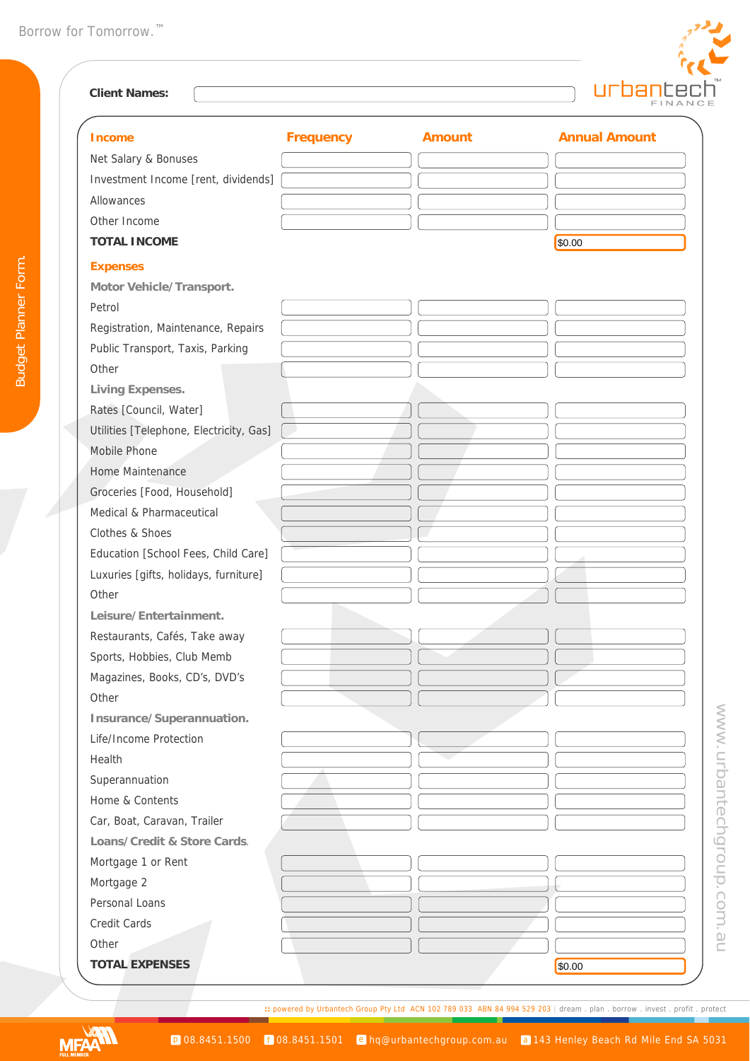Borrow for Tomorrow.™

Budget Planner Form.

**Client Names:**

| Income | Frequency | Amount | Annual Amount |
|---|---|---|---|
| Net Salary & Bonuses | | | |
| Investment Income [rent, dividends] | | | |
| Allowances | | | |
| Other Income | | | |
| **TOTAL INCOME** | | | $0.00 |
| **Expenses** | | | |
| **Motor Vehicle/Transport.** | | | |
| Petrol | | | |
| Registration, Maintenance, Repairs | | | |
| Public Transport, Taxis, Parking | | | |
| Other | | | |
| **Living Expenses.** | | | |
| Rates [Council, Water] | | | |
| Utilities [Telephone, Electricity, Gas] | | | |
| Mobile Phone | | | |
| Home Maintenance | | | |
| Groceries [Food, Household] | | | |
| Medical & Pharmaceutical | | | |
| Clothes & Shoes | | | |
| Education [School Fees, Child Care] | | | |
| Luxuries [gifts, holidays, furniture] | | | |
| Other | | | |
| **Leisure/Entertainment.** | | | |
| Restaurants, Cafés, Take away | | | |
| Sports, Hobbies, Club Memb | | | |
| Magazines, Books, CD's, DVD's | | | |
| Other | | | |
| **Insurance/Superannuation.** | | | |
| Life/Income Protection | | | |
| Health | | | |
| Superannuation | | | |
| Home & Contents | | | |
| Car, Boat, Caravan, Trailer | | | |
| **Loans/Credit & Store Cards.** | | | |
| Mortgage 1 or Rent | | | |
| Mortgage 2 | | | |
| Personal Loans | | | |
| Credit Cards | | | |
| Other | | | |
| **TOTAL EXPENSES** | | | $0.00 |

www.urbantechgroup.com.au

:: powered by Urbantech Group Pty Ltd ACN 102 789 033 ABN 84 994 529 203 | dream . plan . borrow . invest . profit . protect

p 08.8451.1500 f 08.8451.1501 e hq@urbantechgroup.com.au a 143 Henley Beach Rd Mile End SA 5031